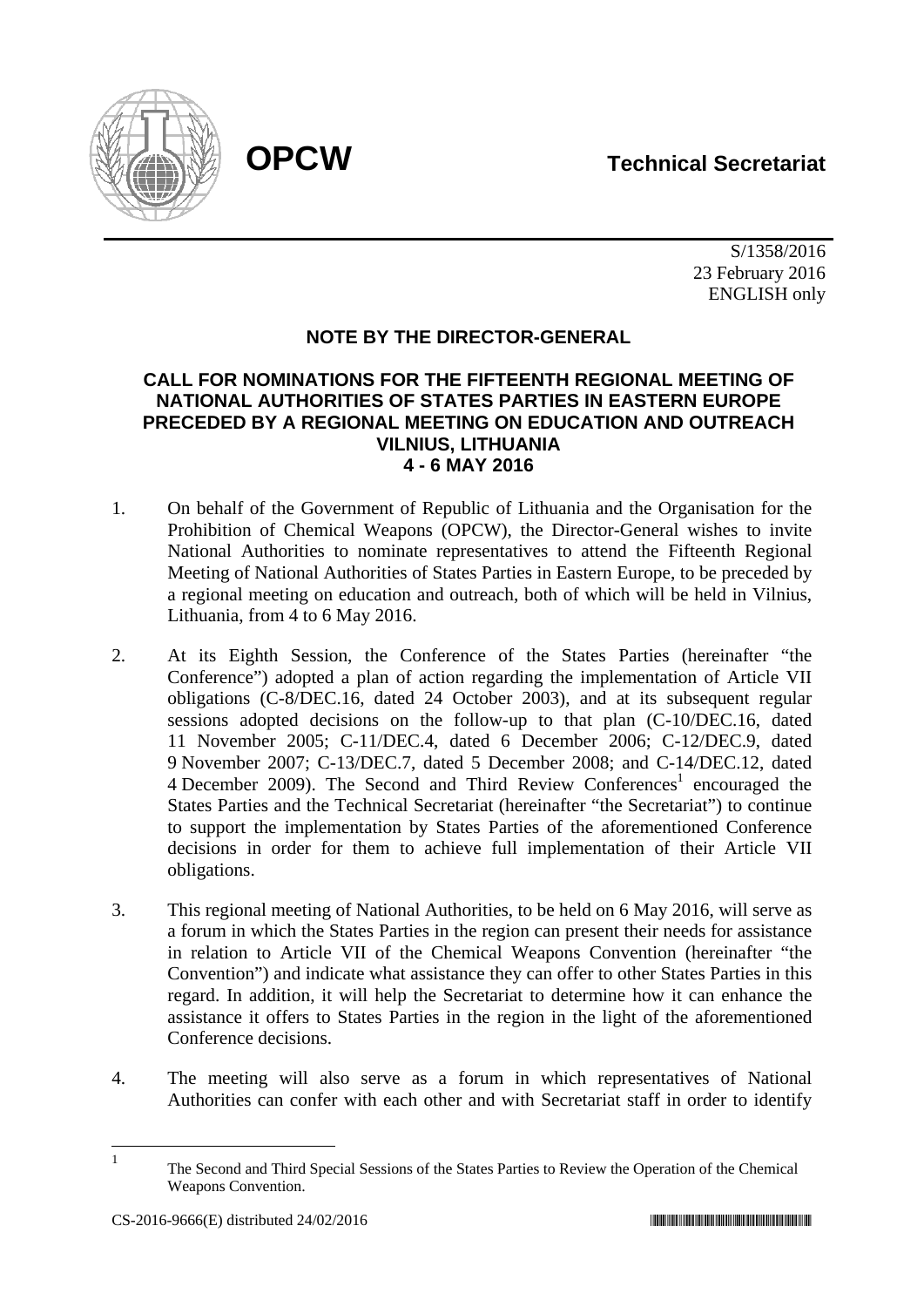**OPCW** **Technical Secretariat**

S/1358/2016
23 February 2016
ENGLISH only

## NOTE BY THE DIRECTOR-GENERAL

### CALL FOR NOMINATIONS FOR THE FIFTEENTH REGIONAL MEETING OF NATIONAL AUTHORITIES OF STATES PARTIES IN EASTERN EUROPE PRECEDED BY A REGIONAL MEETING ON EDUCATION AND OUTREACH VILNIUS, LITHUANIA 4 - 6 MAY 2016

1. On behalf of the Government of Republic of Lithuania and the Organisation for the Prohibition of Chemical Weapons (OPCW), the Director-General wishes to invite National Authorities to nominate representatives to attend the Fifteenth Regional Meeting of National Authorities of States Parties in Eastern Europe, to be preceded by a regional meeting on education and outreach, both of which will be held in Vilnius, Lithuania, from 4 to 6 May 2016.

2. At its Eighth Session, the Conference of the States Parties (hereinafter "the Conference") adopted a plan of action regarding the implementation of Article VII obligations (C-8/DEC.16, dated 24 October 2003), and at its subsequent regular sessions adopted decisions on the follow-up to that plan (C-10/DEC.16, dated 11 November 2005; C-11/DEC.4, dated 6 December 2006; C-12/DEC.9, dated 9 November 2007; C-13/DEC.7, dated 5 December 2008; and C-14/DEC.12, dated 4 December 2009). The Second and Third Review Conferences[1] encouraged the States Parties and the Technical Secretariat (hereinafter "the Secretariat") to continue to support the implementation by States Parties of the aforementioned Conference decisions in order for them to achieve full implementation of their Article VII obligations.

3. This regional meeting of National Authorities, to be held on 6 May 2016, will serve as a forum in which the States Parties in the region can present their needs for assistance in relation to Article VII of the Chemical Weapons Convention (hereinafter "the Convention") and indicate what assistance they can offer to other States Parties in this regard. In addition, it will help the Secretariat to determine how it can enhance the assistance it offers to States Parties in the region in the light of the aforementioned Conference decisions.

4. The meeting will also serve as a forum in which representatives of National Authorities can confer with each other and with Secretariat staff in order to identify

[1] The Second and Third Special Sessions of the States Parties to Review the Operation of the Chemical Weapons Convention.

CS-2016-9666(E) distributed 24/02/2016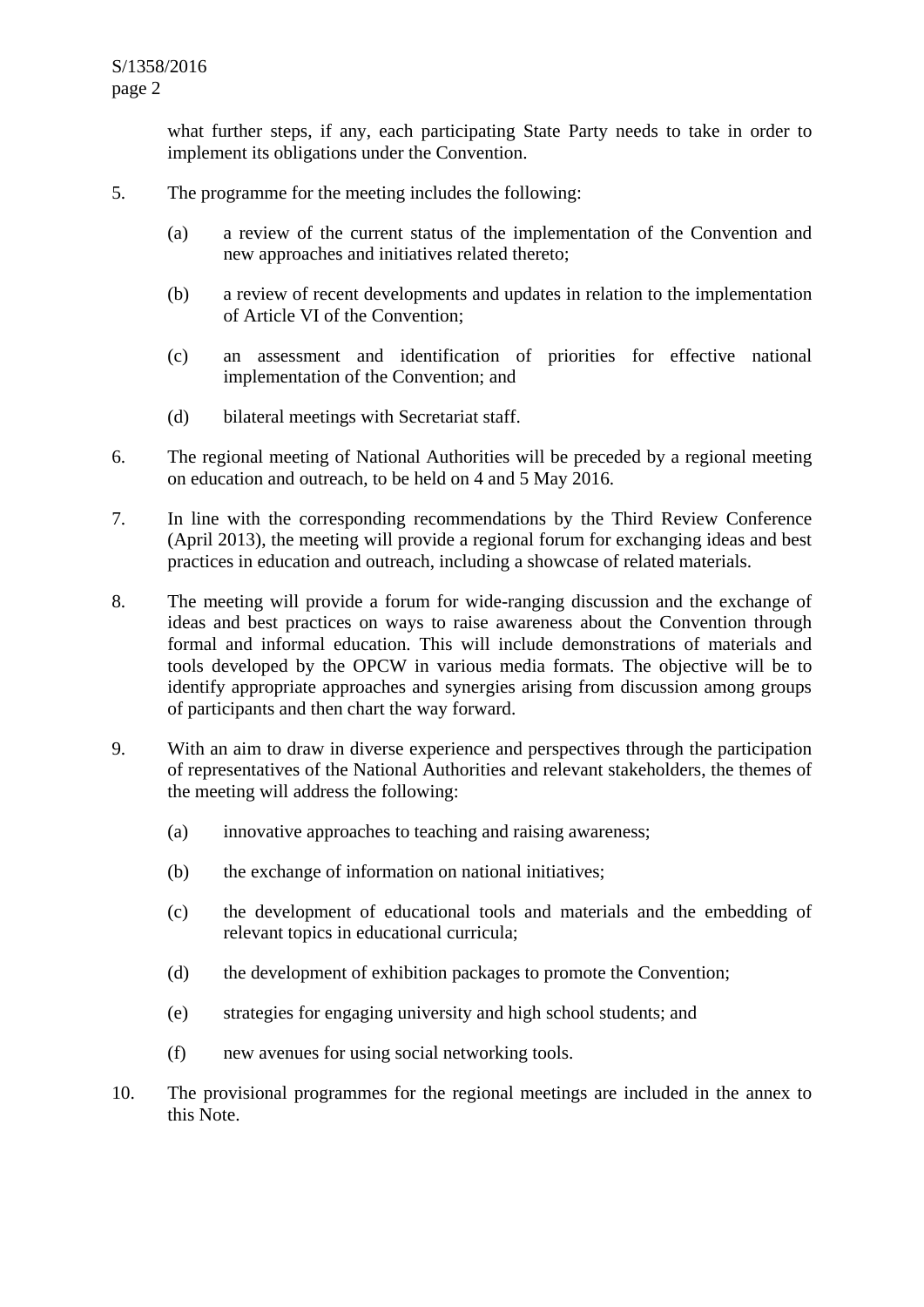what further steps, if any, each participating State Party needs to take in order to implement its obligations under the Convention.

5. The programme for the meeting includes the following:

   (a) a review of the current status of the implementation of the Convention and new approaches and initiatives related thereto;

   (b) a review of recent developments and updates in relation to the implementation of Article VI of the Convention;

   (c) an assessment and identification of priorities for effective national implementation of the Convention; and

   (d) bilateral meetings with Secretariat staff.

6. The regional meeting of National Authorities will be preceded by a regional meeting on education and outreach, to be held on 4 and 5 May 2016.

7. In line with the corresponding recommendations by the Third Review Conference (April 2013), the meeting will provide a regional forum for exchanging ideas and best practices in education and outreach, including a showcase of related materials.

8. The meeting will provide a forum for wide-ranging discussion and the exchange of ideas and best practices on ways to raise awareness about the Convention through formal and informal education. This will include demonstrations of materials and tools developed by the OPCW in various media formats. The objective will be to identify appropriate approaches and synergies arising from discussion among groups of participants and then chart the way forward.

9. With an aim to draw in diverse experience and perspectives through the participation of representatives of the National Authorities and relevant stakeholders, the themes of the meeting will address the following:

   (a) innovative approaches to teaching and raising awareness;

   (b) the exchange of information on national initiatives;

   (c) the development of educational tools and materials and the embedding of relevant topics in educational curricula;

   (d) the development of exhibition packages to promote the Convention;

   (e) strategies for engaging university and high school students; and

   (f) new avenues for using social networking tools.

10. The provisional programmes for the regional meetings are included in the annex to this Note.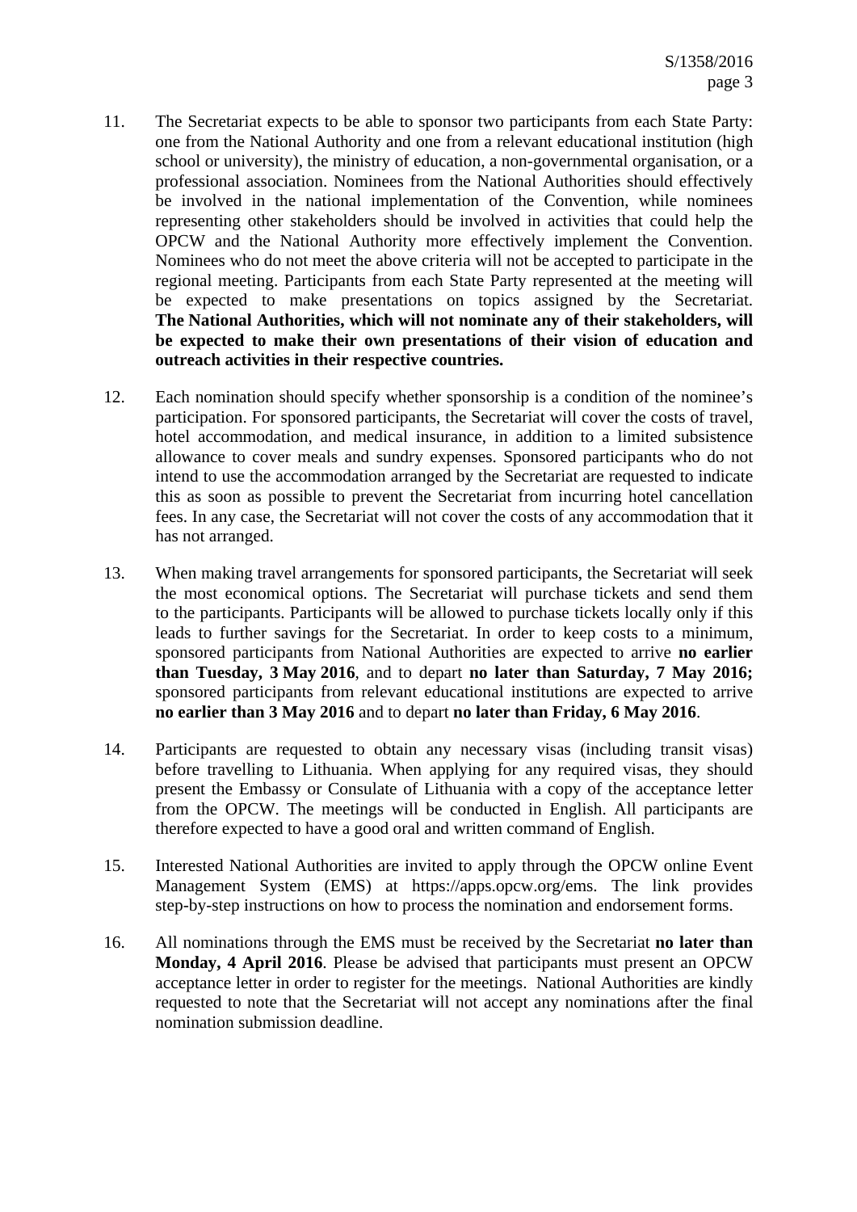11. The Secretariat expects to be able to sponsor two participants from each State Party: one from the National Authority and one from a relevant educational institution (high school or university), the ministry of education, a non-governmental organisation, or a professional association. Nominees from the National Authorities should effectively be involved in the national implementation of the Convention, while nominees representing other stakeholders should be involved in activities that could help the OPCW and the National Authority more effectively implement the Convention. Nominees who do not meet the above criteria will not be accepted to participate in the regional meeting. Participants from each State Party represented at the meeting will be expected to make presentations on topics assigned by the Secretariat. **The National Authorities, which will not nominate any of their stakeholders, will be expected to make their own presentations of their vision of education and outreach activities in their respective countries.**

12. Each nomination should specify whether sponsorship is a condition of the nominee's participation. For sponsored participants, the Secretariat will cover the costs of travel, hotel accommodation, and medical insurance, in addition to a limited subsistence allowance to cover meals and sundry expenses. Sponsored participants who do not intend to use the accommodation arranged by the Secretariat are requested to indicate this as soon as possible to prevent the Secretariat from incurring hotel cancellation fees. In any case, the Secretariat will not cover the costs of any accommodation that it has not arranged.

13. When making travel arrangements for sponsored participants, the Secretariat will seek the most economical options. The Secretariat will purchase tickets and send them to the participants. Participants will be allowed to purchase tickets locally only if this leads to further savings for the Secretariat. In order to keep costs to a minimum, sponsored participants from National Authorities are expected to arrive **no earlier than Tuesday, 3 May 2016**, and to depart **no later than Saturday, 7 May 2016;** sponsored participants from relevant educational institutions are expected to arrive **no earlier than 3 May 2016** and to depart **no later than Friday, 6 May 2016**.

14. Participants are requested to obtain any necessary visas (including transit visas) before travelling to Lithuania. When applying for any required visas, they should present the Embassy or Consulate of Lithuania with a copy of the acceptance letter from the OPCW. The meetings will be conducted in English. All participants are therefore expected to have a good oral and written command of English.

15. Interested National Authorities are invited to apply through the OPCW online Event Management System (EMS) at https://apps.opcw.org/ems. The link provides step-by-step instructions on how to process the nomination and endorsement forms.

16. All nominations through the EMS must be received by the Secretariat **no later than Monday, 4 April 2016**. Please be advised that participants must present an OPCW acceptance letter in order to register for the meetings. National Authorities are kindly requested to note that the Secretariat will not accept any nominations after the final nomination submission deadline.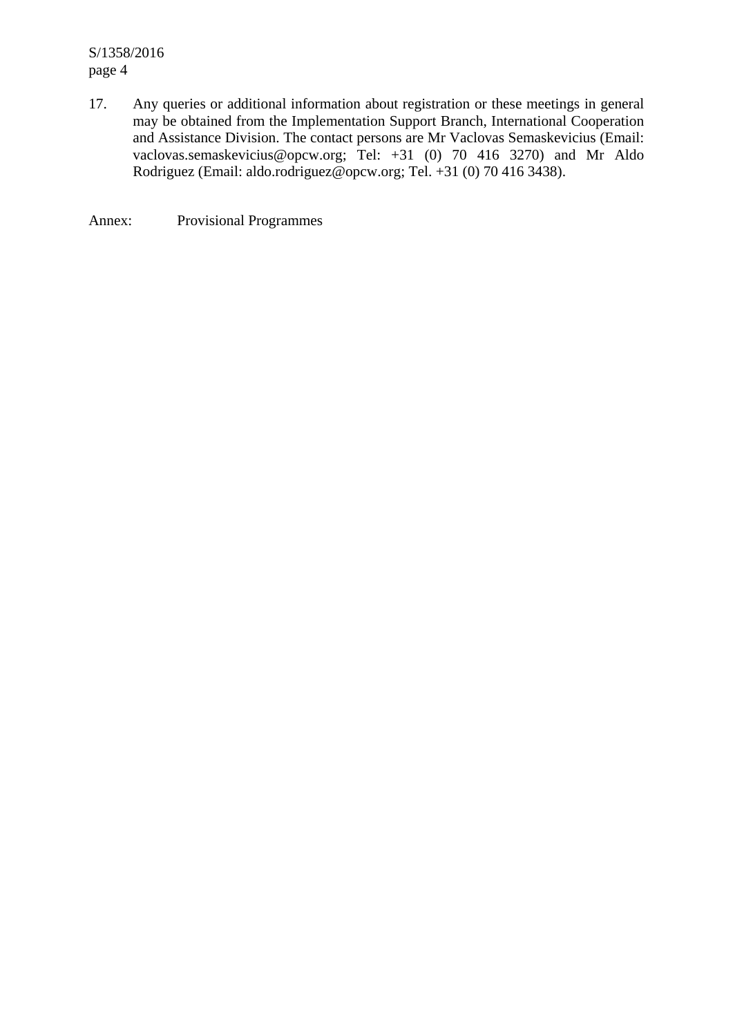17. Any queries or additional information about registration or these meetings in general may be obtained from the Implementation Support Branch, International Cooperation and Assistance Division. The contact persons are Mr Vaclovas Semaskevicius (Email: vaclovas.semaskevicius@opcw.org; Tel: +31 (0) 70 416 3270) and Mr Aldo Rodriguez (Email: aldo.rodriguez@opcw.org; Tel. +31 (0) 70 416 3438).

Annex: Provisional Programmes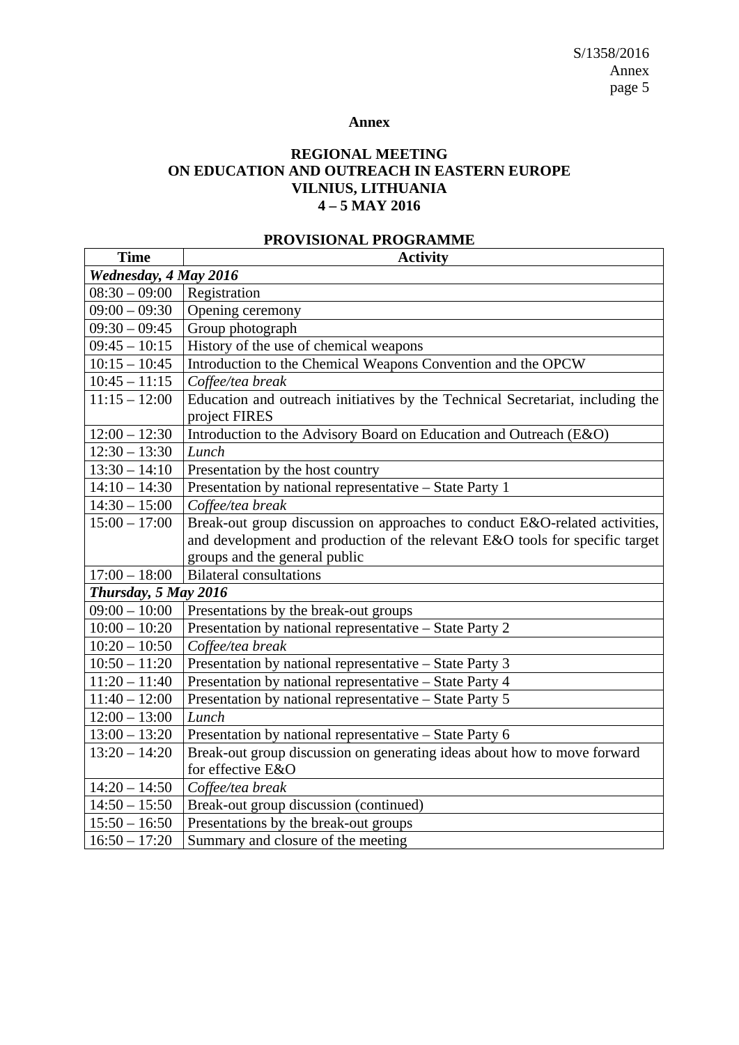**Annex**

**REGIONAL MEETING**
**ON EDUCATION AND OUTREACH IN EASTERN EUROPE**
**VILNIUS, LITHUANIA**
**4 – 5 MAY 2016**

**PROVISIONAL PROGRAMME**

| Time | Activity |
|---|---|
| ***Wednesday, 4 May 2016*** | |
| 08:30 – 09:00 | Registration |
| 09:00 – 09:30 | Opening ceremony |
| 09:30 – 09:45 | Group photograph |
| 09:45 – 10:15 | History of the use of chemical weapons |
| 10:15 – 10:45 | Introduction to the Chemical Weapons Convention and the OPCW |
| 10:45 – 11:15 | *Coffee/tea break* |
| 11:15 – 12:00 | Education and outreach initiatives by the Technical Secretariat, including the project FIRES |
| 12:00 – 12:30 | Introduction to the Advisory Board on Education and Outreach (E&O) |
| 12:30 – 13:30 | *Lunch* |
| 13:30 – 14:10 | Presentation by the host country |
| 14:10 – 14:30 | Presentation by national representative – State Party 1 |
| 14:30 – 15:00 | *Coffee/tea break* |
| 15:00 – 17:00 | Break-out group discussion on approaches to conduct E&O-related activities, and development and production of the relevant E&O tools for specific target groups and the general public |
| 17:00 – 18:00 | Bilateral consultations |
| ***Thursday, 5 May 2016*** | |
| 09:00 – 10:00 | Presentations by the break-out groups |
| 10:00 – 10:20 | Presentation by national representative – State Party 2 |
| 10:20 – 10:50 | *Coffee/tea break* |
| 10:50 – 11:20 | Presentation by national representative – State Party 3 |
| 11:20 – 11:40 | Presentation by national representative – State Party 4 |
| 11:40 – 12:00 | Presentation by national representative – State Party 5 |
| 12:00 – 13:00 | *Lunch* |
| 13:00 – 13:20 | Presentation by national representative – State Party 6 |
| 13:20 – 14:20 | Break-out group discussion on generating ideas about how to move forward for effective E&O |
| 14:20 – 14:50 | *Coffee/tea break* |
| 14:50 – 15:50 | Break-out group discussion (continued) |
| 15:50 – 16:50 | Presentations by the break-out groups |
| 16:50 – 17:20 | Summary and closure of the meeting |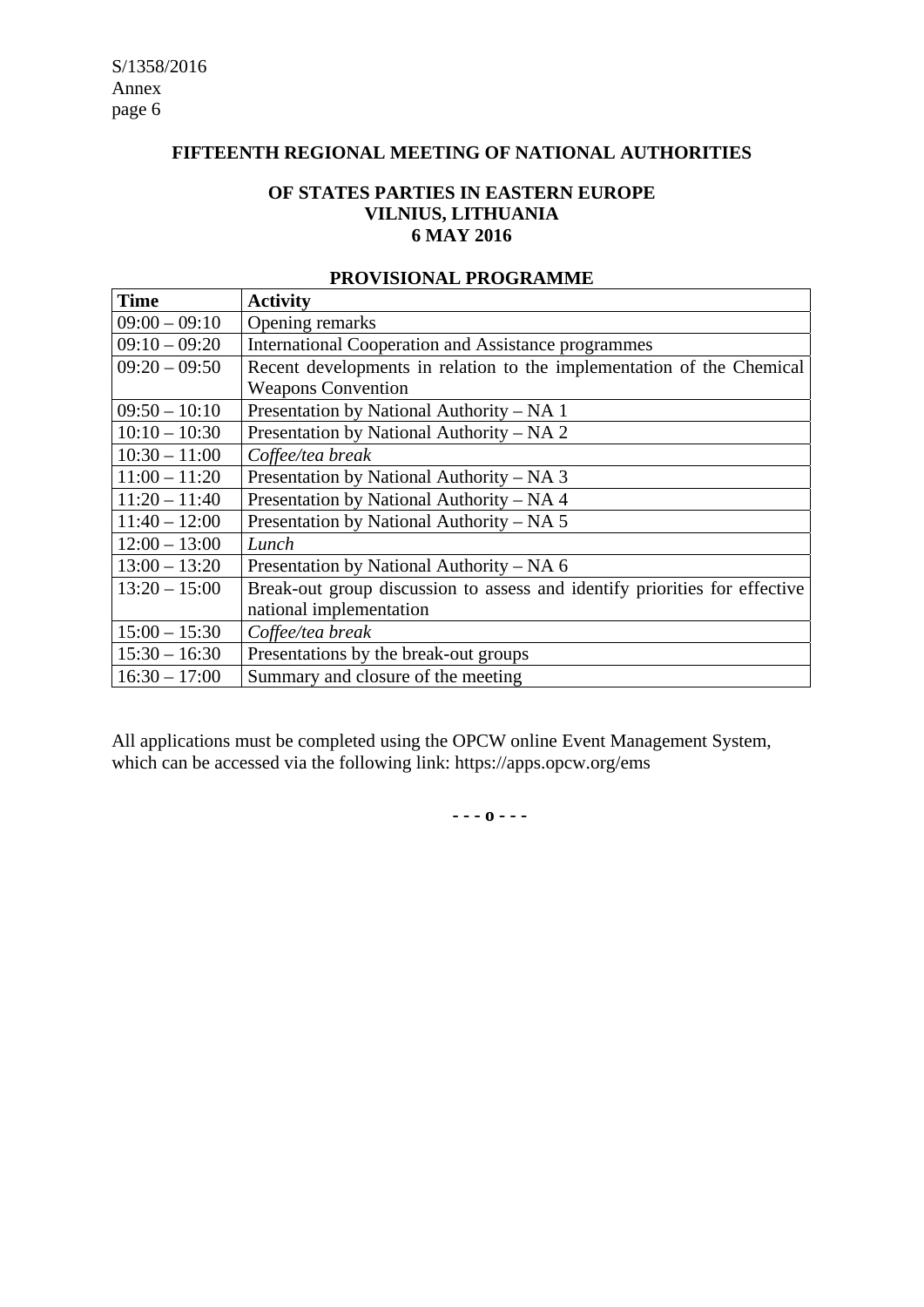**FIFTEENTH REGIONAL MEETING OF NATIONAL AUTHORITIES**

**OF STATES PARTIES IN EASTERN EUROPE**
**VILNIUS, LITHUANIA**
**6 MAY 2016**

**PROVISIONAL PROGRAMME**

| **Time** | **Activity** |
|---|---|
| 09:00 – 09:10 | Opening remarks |
| 09:10 – 09:20 | International Cooperation and Assistance programmes |
| 09:20 – 09:50 | Recent developments in relation to the implementation of the Chemical Weapons Convention |
| 09:50 – 10:10 | Presentation by National Authority – NA 1 |
| 10:10 – 10:30 | Presentation by National Authority – NA 2 |
| 10:30 – 11:00 | *Coffee/tea break* |
| 11:00 – 11:20 | Presentation by National Authority – NA 3 |
| 11:20 – 11:40 | Presentation by National Authority – NA 4 |
| 11:40 – 12:00 | Presentation by National Authority – NA 5 |
| 12:00 – 13:00 | *Lunch* |
| 13:00 – 13:20 | Presentation by National Authority – NA 6 |
| 13:20 – 15:00 | Break-out group discussion to assess and identify priorities for effective national implementation |
| 15:00 – 15:30 | *Coffee/tea break* |
| 15:30 – 16:30 | Presentations by the break-out groups |
| 16:30 – 17:00 | Summary and closure of the meeting |

All applications must be completed using the OPCW online Event Management System, which can be accessed via the following link: https://apps.opcw.org/ems

**- - - o - - -**